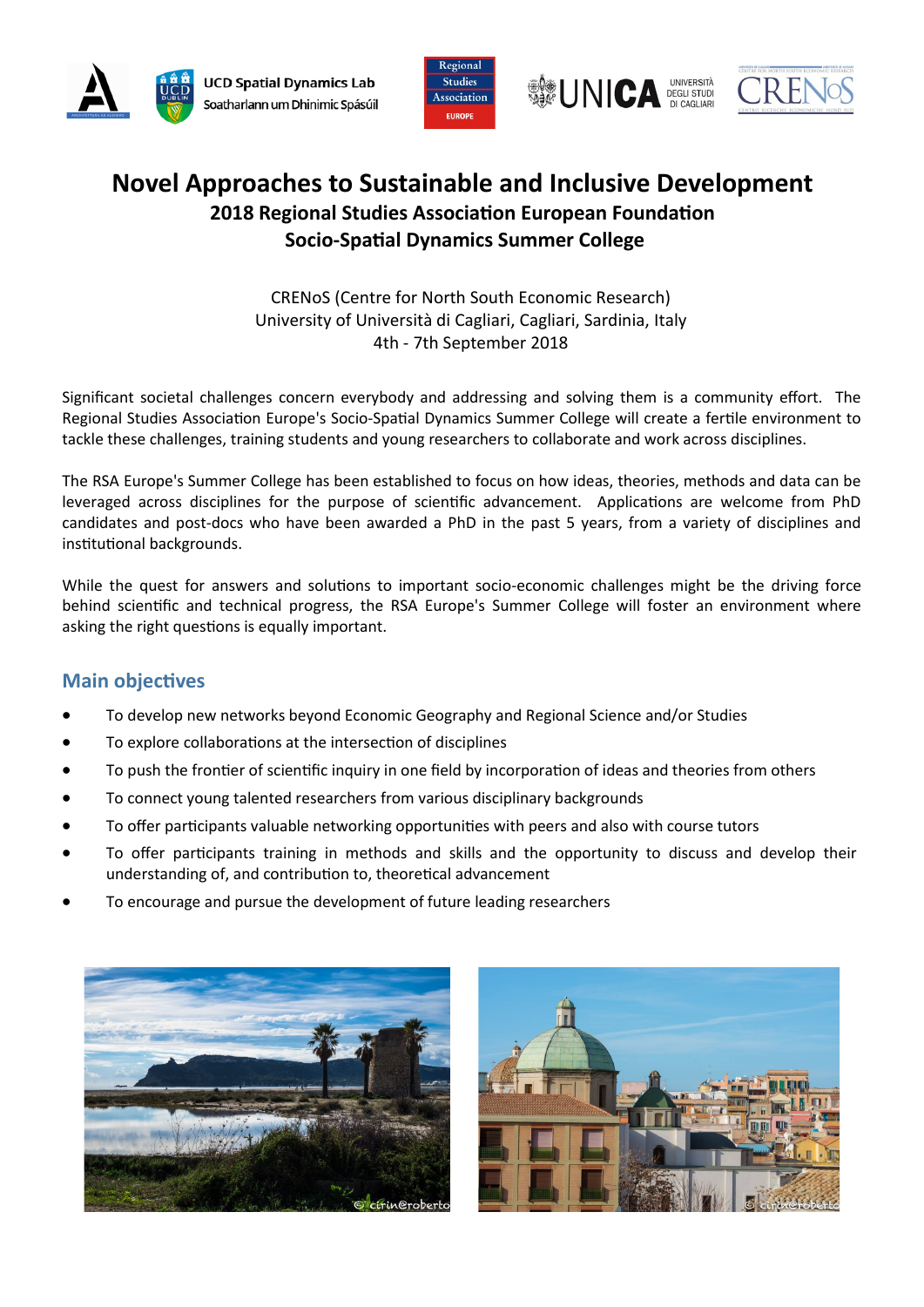# Novel Approaches to Sustainable and Inclusive Development

## 2018 Regional Studies Association European Foundation
## Socio-Spatial Dynamics Summer College

CRENoS (Centre for North South Economic Research)
University of Università di Cagliari, Cagliari, Sardinia, Italy
4th - 7th September 2018

Significant societal challenges concern everybody and addressing and solving them is a community effort. The Regional Studies Association Europe's Socio-Spatial Dynamics Summer College will create a fertile environment to tackle these challenges, training students and young researchers to collaborate and work across disciplines.

The RSA Europe's Summer College has been established to focus on how ideas, theories, methods and data can be leveraged across disciplines for the purpose of scientific advancement. Applications are welcome from PhD candidates and post-docs who have been awarded a PhD in the past 5 years, from a variety of disciplines and institutional backgrounds.

While the quest for answers and solutions to important socio-economic challenges might be the driving force behind scientific and technical progress, the RSA Europe's Summer College will foster an environment where asking the right questions is equally important.

## Main objectives

- To develop new networks beyond Economic Geography and Regional Science and/or Studies
- To explore collaborations at the intersection of disciplines
- To push the frontier of scientific inquiry in one field by incorporation of ideas and theories from others
- To connect young talented researchers from various disciplinary backgrounds
- To offer participants valuable networking opportunities with peers and also with course tutors
- To offer participants training in methods and skills and the opportunity to discuss and develop their understanding of, and contribution to, theoretical advancement
- To encourage and pursue the development of future leading researchers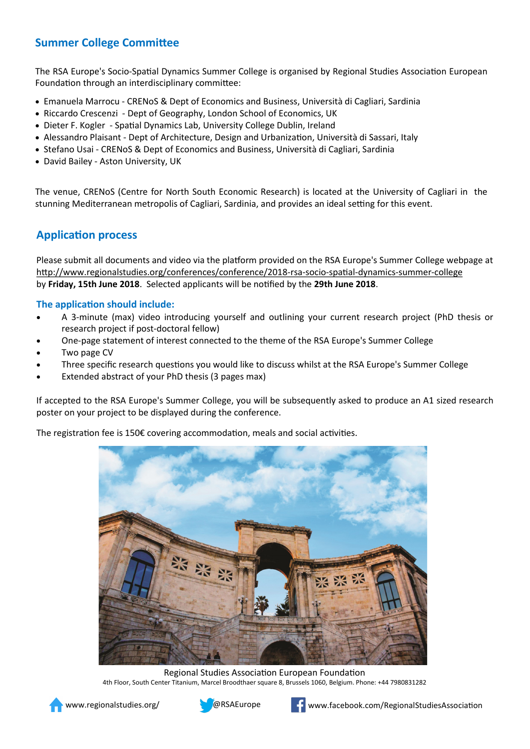## Summer College Committee

The RSA Europe's Socio-Spatial Dynamics Summer College is organised by Regional Studies Association European Foundation through an interdisciplinary committee:

- Emanuela Marrocu - CRENoS & Dept of Economics and Business, Università di Cagliari, Sardinia
- Riccardo Crescenzi - Dept of Geography, London School of Economics, UK
- Dieter F. Kogler - Spatial Dynamics Lab, University College Dublin, Ireland
- Alessandro Plaisant - Dept of Architecture, Design and Urbanization, Università di Sassari, Italy
- Stefano Usai - CRENoS & Dept of Economics and Business, Università di Cagliari, Sardinia
- David Bailey - Aston University, UK

The venue, CRENoS (Centre for North South Economic Research) is located at the University of Cagliari in the stunning Mediterranean metropolis of Cagliari, Sardinia, and provides an ideal setting for this event.

## Application process

Please submit all documents and video via the platform provided on the RSA Europe's Summer College webpage at http://www.regionalstudies.org/conferences/conference/2018-rsa-socio-spatial-dynamics-summer-college by **Friday, 15th June 2018**. Selected applicants will be notified by the **29th June 2018**.

### The application should include:

- A 3-minute (max) video introducing yourself and outlining your current research project (PhD thesis or research project if post-doctoral fellow)
- One-page statement of interest connected to the theme of the RSA Europe's Summer College
- Two page CV
- Three specific research questions you would like to discuss whilst at the RSA Europe's Summer College
- Extended abstract of your PhD thesis (3 pages max)

If accepted to the RSA Europe's Summer College, you will be subsequently asked to produce an A1 sized research poster on your project to be displayed during the conference.

The registration fee is 150€ covering accommodation, meals and social activities.

Regional Studies Association European Foundation
4th Floor, South Center Titanium, Marcel Broodthaer square 8, Brussels 1060, Belgium. Phone: +44 7980831282

www.regionalstudies.org/ @RSAEurope www.facebook.com/RegionalStudiesAssociation